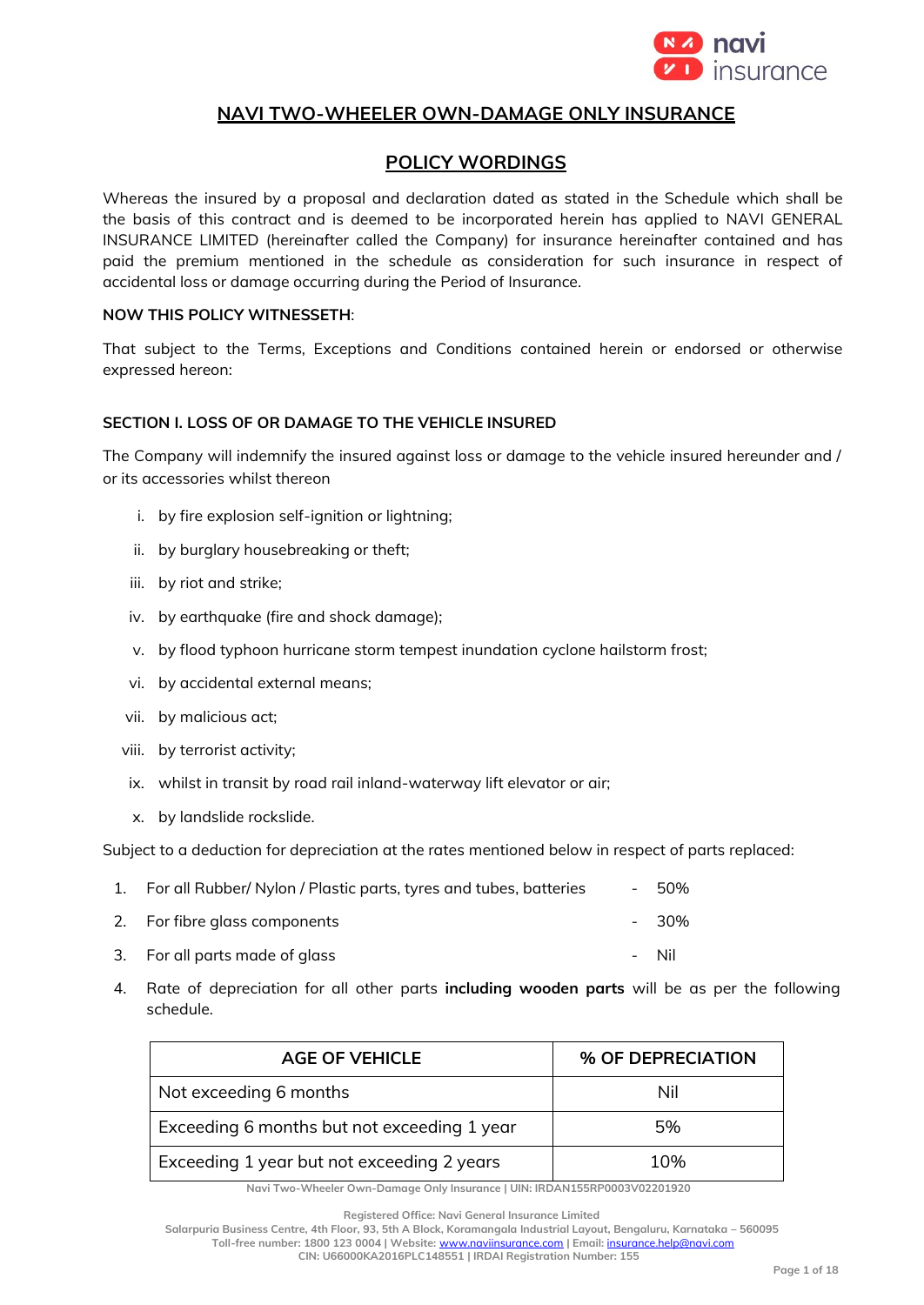# NAVI TWO-WHEELER OWN-DAMAGE ONLY INSURANCE

## POLICY WORDINGS

Whereas the insured by a proposal and declaration dated as stated in the Schedule which shall be the basis of this contract and is deemed to be incorporated herein has applied to NAVI GENERAL INSURANCE LIMITED (hereinafter called the Company) for insurance hereinafter contained and has paid the premium mentioned in the schedule as consideration for such insurance in respect of accidental loss or damage occurring during the Period of Insurance.

**NOW THIS POLICY WITNESSETH**:

That subject to the Terms, Exceptions and Conditions contained herein or endorsed or otherwise expressed hereon:

### SECTION I. LOSS OF OR DAMAGE TO THE VEHICLE INSURED

The Company will indemnify the insured against loss or damage to the vehicle insured hereunder and / or its accessories whilst thereon

i. by fire explosion self-ignition or lightning;

ii. by burglary housebreaking or theft;

iii. by riot and strike;

iv. by earthquake (fire and shock damage);

v. by flood typhoon hurricane storm tempest inundation cyclone hailstorm frost;

vi. by accidental external means;

vii. by malicious act;

viii. by terrorist activity;

ix. whilst in transit by road rail inland-waterway lift elevator or air;

x. by landslide rockslide.

Subject to a deduction for depreciation at the rates mentioned below in respect of parts replaced:

1. For all Rubber/ Nylon / Plastic parts, tyres and tubes, batteries - 50%
2. For fibre glass components - 30%
3. For all parts made of glass - Nil
4. Rate of depreciation for all other parts **including wooden parts** will be as per the following schedule.

| AGE OF VEHICLE | % OF DEPRECIATION |
|---|---|
| Not exceeding 6 months | Nil |
| Exceeding 6 months but not exceeding 1 year | 5% |
| Exceeding 1 year but not exceeding 2 years | 10% |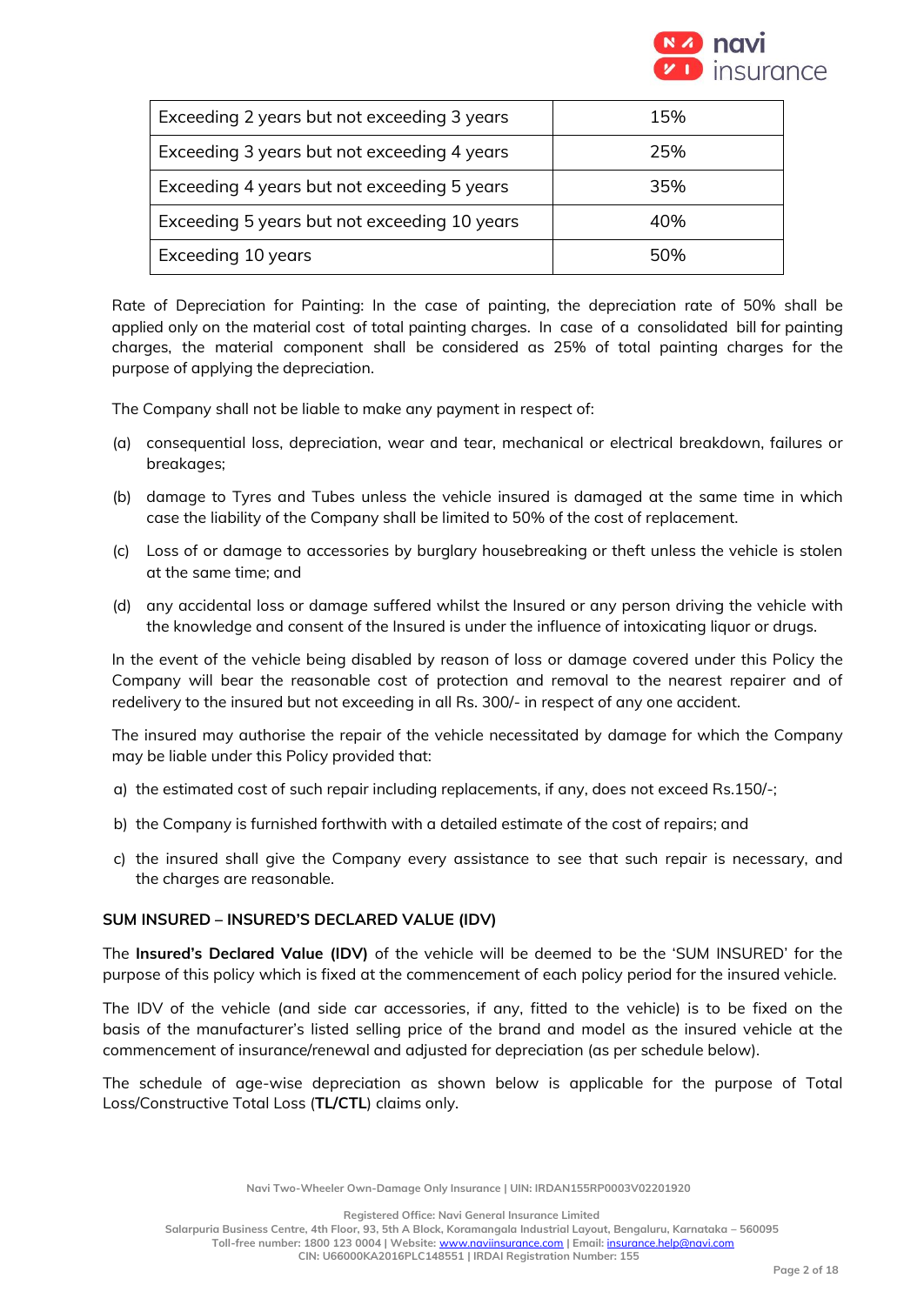| | |
|---|---|
| Exceeding 2 years but not exceeding 3 years | 15% |
| Exceeding 3 years but not exceeding 4 years | 25% |
| Exceeding 4 years but not exceeding 5 years | 35% |
| Exceeding 5 years but not exceeding 10 years | 40% |
| Exceeding 10 years | 50% |

Rate of Depreciation for Painting: In the case of painting, the depreciation rate of 50% shall be applied only on the material cost of total painting charges. In case of a consolidated bill for painting charges, the material component shall be considered as 25% of total painting charges for the purpose of applying the depreciation.

The Company shall not be liable to make any payment in respect of:

(a) consequential loss, depreciation, wear and tear, mechanical or electrical breakdown, failures or breakages;

(b) damage to Tyres and Tubes unless the vehicle insured is damaged at the same time in which case the liability of the Company shall be limited to 50% of the cost of replacement.

(c) Loss of or damage to accessories by burglary housebreaking or theft unless the vehicle is stolen at the same time; and

(d) any accidental loss or damage suffered whilst the Insured or any person driving the vehicle with the knowledge and consent of the Insured is under the influence of intoxicating liquor or drugs.

In the event of the vehicle being disabled by reason of loss or damage covered under this Policy the Company will bear the reasonable cost of protection and removal to the nearest repairer and of redelivery to the insured but not exceeding in all Rs. 300/- in respect of any one accident.

The insured may authorise the repair of the vehicle necessitated by damage for which the Company may be liable under this Policy provided that:

a) the estimated cost of such repair including replacements, if any, does not exceed Rs.150/-;

b) the Company is furnished forthwith with a detailed estimate of the cost of repairs; and

c) the insured shall give the Company every assistance to see that such repair is necessary, and the charges are reasonable.

**SUM INSURED – INSURED'S DECLARED VALUE (IDV)**

The **Insured's Declared Value (IDV)** of the vehicle will be deemed to be the 'SUM INSURED' for the purpose of this policy which is fixed at the commencement of each policy period for the insured vehicle.

The IDV of the vehicle (and side car accessories, if any, fitted to the vehicle) is to be fixed on the basis of the manufacturer's listed selling price of the brand and model as the insured vehicle at the commencement of insurance/renewal and adjusted for depreciation (as per schedule below).

The schedule of age-wise depreciation as shown below is applicable for the purpose of Total Loss/Constructive Total Loss (**TL/CTL**) claims only.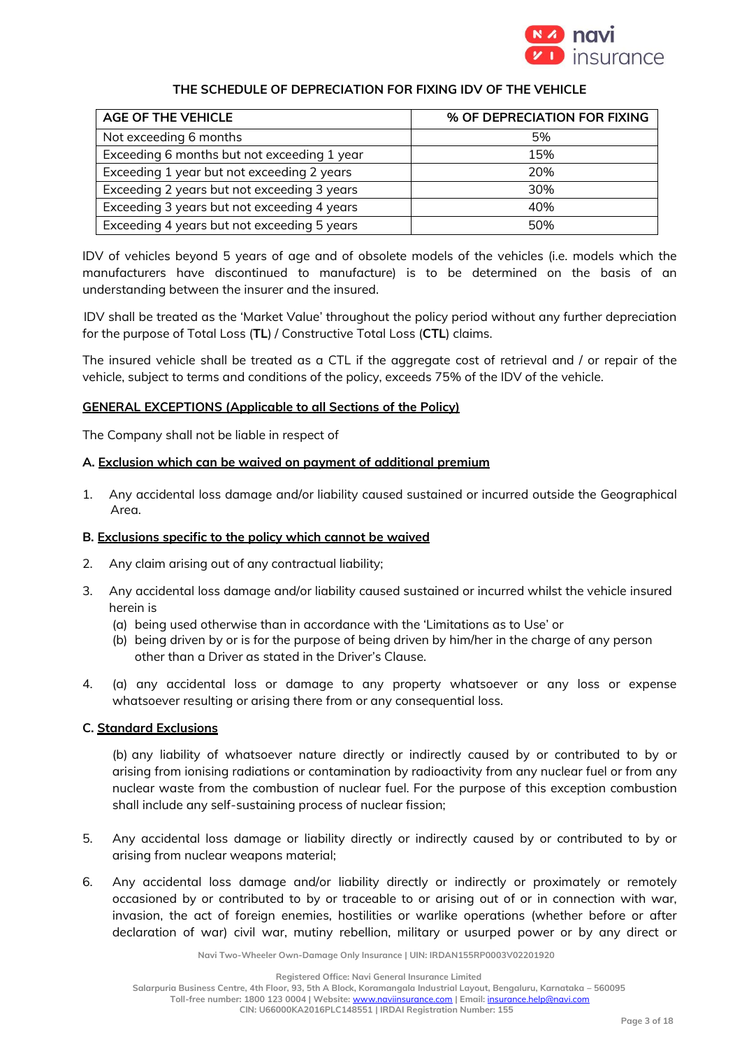### THE SCHEDULE OF DEPRECIATION FOR FIXING IDV OF THE VEHICLE

| AGE OF THE VEHICLE | % OF DEPRECIATION FOR FIXING |
|---|---|
| Not exceeding 6 months | 5% |
| Exceeding 6 months but not exceeding 1 year | 15% |
| Exceeding 1 year but not exceeding 2 years | 20% |
| Exceeding 2 years but not exceeding 3 years | 30% |
| Exceeding 3 years but not exceeding 4 years | 40% |
| Exceeding 4 years but not exceeding 5 years | 50% |

IDV of vehicles beyond 5 years of age and of obsolete models of the vehicles (i.e. models which the manufacturers have discontinued to manufacture) is to be determined on the basis of an understanding between the insurer and the insured.

IDV shall be treated as the 'Market Value' throughout the policy period without any further depreciation for the purpose of Total Loss (**TL**) / Constructive Total Loss (**CTL**) claims.

The insured vehicle shall be treated as a CTL if the aggregate cost of retrieval and / or repair of the vehicle, subject to terms and conditions of the policy, exceeds 75% of the IDV of the vehicle.

**GENERAL EXCEPTIONS (Applicable to all Sections of the Policy)**

The Company shall not be liable in respect of

**A. Exclusion which can be waived on payment of additional premium**

1. Any accidental loss damage and/or liability caused sustained or incurred outside the Geographical Area.

**B. Exclusions specific to the policy which cannot be waived**

2. Any claim arising out of any contractual liability;
3. Any accidental loss damage and/or liability caused sustained or incurred whilst the vehicle insured herein is
   - (a) being used otherwise than in accordance with the 'Limitations as to Use' or
   - (b) being driven by or is for the purpose of being driven by him/her in the charge of any person other than a Driver as stated in the Driver's Clause.
4. (a) any accidental loss or damage to any property whatsoever or any loss or expense whatsoever resulting or arising there from or any consequential loss.

**C. Standard Exclusions**

(b) any liability of whatsoever nature directly or indirectly caused by or contributed to by or arising from ionising radiations or contamination by radioactivity from any nuclear fuel or from any nuclear waste from the combustion of nuclear fuel. For the purpose of this exception combustion shall include any self-sustaining process of nuclear fission;

5. Any accidental loss damage or liability directly or indirectly caused by or contributed to by or arising from nuclear weapons material;
6. Any accidental loss damage and/or liability directly or indirectly or proximately or remotely occasioned by or contributed to by or traceable to or arising out of or in connection with war, invasion, the act of foreign enemies, hostilities or warlike operations (whether before or after declaration of war) civil war, mutiny rebellion, military or usurped power or by any direct or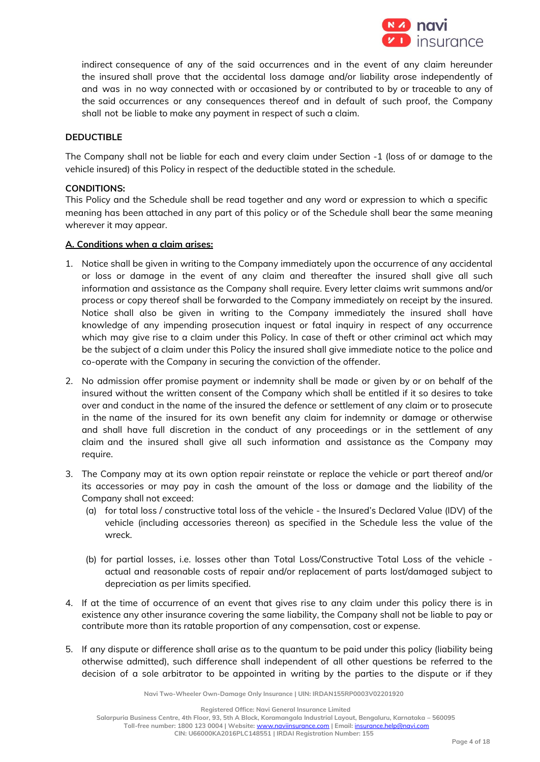indirect consequence of any of the said occurrences and in the event of any claim hereunder the insured shall prove that the accidental loss damage and/or liability arose independently of and was in no way connected with or occasioned by or contributed to by or traceable to any of the said occurrences or any consequences thereof and in default of such proof, the Company shall not be liable to make any payment in respect of such a claim.

**DEDUCTIBLE**

The Company shall not be liable for each and every claim under Section -1 (loss of or damage to the vehicle insured) of this Policy in respect of the deductible stated in the schedule.

**CONDITIONS:**

This Policy and the Schedule shall be read together and any word or expression to which a specific meaning has been attached in any part of this policy or of the Schedule shall bear the same meaning wherever it may appear.

**A. Conditions when a claim arises:**

1. Notice shall be given in writing to the Company immediately upon the occurrence of any accidental or loss or damage in the event of any claim and thereafter the insured shall give all such information and assistance as the Company shall require. Every letter claims writ summons and/or process or copy thereof shall be forwarded to the Company immediately on receipt by the insured. Notice shall also be given in writing to the Company immediately the insured shall have knowledge of any impending prosecution inquest or fatal inquiry in respect of any occurrence which may give rise to a claim under this Policy. In case of theft or other criminal act which may be the subject of a claim under this Policy the insured shall give immediate notice to the police and co-operate with the Company in securing the conviction of the offender.

2. No admission offer promise payment or indemnity shall be made or given by or on behalf of the insured without the written consent of the Company which shall be entitled if it so desires to take over and conduct in the name of the insured the defence or settlement of any claim or to prosecute in the name of the insured for its own benefit any claim for indemnity or damage or otherwise and shall have full discretion in the conduct of any proceedings or in the settlement of any claim and the insured shall give all such information and assistance as the Company may require.

3. The Company may at its own option repair reinstate or replace the vehicle or part thereof and/or its accessories or may pay in cash the amount of the loss or damage and the liability of the Company shall not exceed:
   (a) for total loss / constructive total loss of the vehicle - the Insured's Declared Value (IDV) of the vehicle (including accessories thereon) as specified in the Schedule less the value of the wreck.

   (b) for partial losses, i.e. losses other than Total Loss/Constructive Total Loss of the vehicle - actual and reasonable costs of repair and/or replacement of parts lost/damaged subject to depreciation as per limits specified.

4. If at the time of occurrence of an event that gives rise to any claim under this policy there is in existence any other insurance covering the same liability, the Company shall not be liable to pay or contribute more than its ratable proportion of any compensation, cost or expense.

5. If any dispute or difference shall arise as to the quantum to be paid under this policy (liability being otherwise admitted), such difference shall independent of all other questions be referred to the decision of a sole arbitrator to be appointed in writing by the parties to the dispute or if they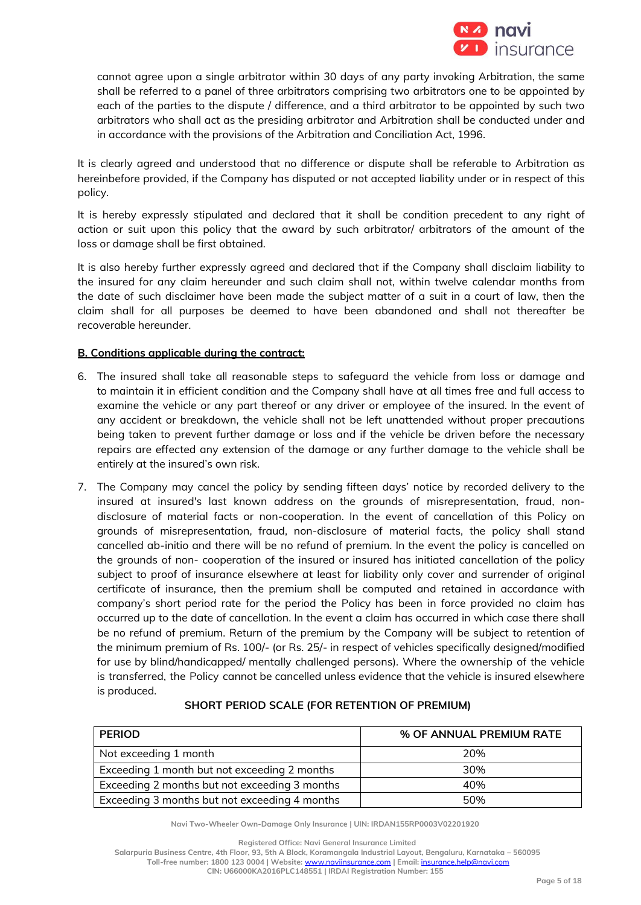cannot agree upon a single arbitrator within 30 days of any party invoking Arbitration, the same shall be referred to a panel of three arbitrators comprising two arbitrators one to be appointed by each of the parties to the dispute / difference, and a third arbitrator to be appointed by such two arbitrators who shall act as the presiding arbitrator and Arbitration shall be conducted under and in accordance with the provisions of the Arbitration and Conciliation Act, 1996.

It is clearly agreed and understood that no difference or dispute shall be referable to Arbitration as hereinbefore provided, if the Company has disputed or not accepted liability under or in respect of this policy.

It is hereby expressly stipulated and declared that it shall be condition precedent to any right of action or suit upon this policy that the award by such arbitrator/ arbitrators of the amount of the loss or damage shall be first obtained.

It is also hereby further expressly agreed and declared that if the Company shall disclaim liability to the insured for any claim hereunder and such claim shall not, within twelve calendar months from the date of such disclaimer have been made the subject matter of a suit in a court of law, then the claim shall for all purposes be deemed to have been abandoned and shall not thereafter be recoverable hereunder.

**B. Conditions applicable during the contract:**

6. The insured shall take all reasonable steps to safeguard the vehicle from loss or damage and to maintain it in efficient condition and the Company shall have at all times free and full access to examine the vehicle or any part thereof or any driver or employee of the insured. In the event of any accident or breakdown, the vehicle shall not be left unattended without proper precautions being taken to prevent further damage or loss and if the vehicle be driven before the necessary repairs are effected any extension of the damage or any further damage to the vehicle shall be entirely at the insured's own risk.

7. The Company may cancel the policy by sending fifteen days' notice by recorded delivery to the insured at insured's last known address on the grounds of misrepresentation, fraud, non-disclosure of material facts or non-cooperation. In the event of cancellation of this Policy on grounds of misrepresentation, fraud, non-disclosure of material facts, the policy shall stand cancelled ab-initio and there will be no refund of premium. In the event the policy is cancelled on the grounds of non- cooperation of the insured or insured has initiated cancellation of the policy subject to proof of insurance elsewhere at least for liability only cover and surrender of original certificate of insurance, then the premium shall be computed and retained in accordance with company's short period rate for the period the Policy has been in force provided no claim has occurred up to the date of cancellation. In the event a claim has occurred in which case there shall be no refund of premium. Return of the premium by the Company will be subject to retention of the minimum premium of Rs. 100/- (or Rs. 25/- in respect of vehicles specifically designed/modified for use by blind/handicapped/ mentally challenged persons). Where the ownership of the vehicle is transferred, the Policy cannot be cancelled unless evidence that the vehicle is insured elsewhere is produced.

**SHORT PERIOD SCALE (FOR RETENTION OF PREMIUM)**

| PERIOD | % OF ANNUAL PREMIUM RATE |
|---|---|
| Not exceeding 1 month | 20% |
| Exceeding 1 month but not exceeding 2 months | 30% |
| Exceeding 2 months but not exceeding 3 months | 40% |
| Exceeding 3 months but not exceeding 4 months | 50% |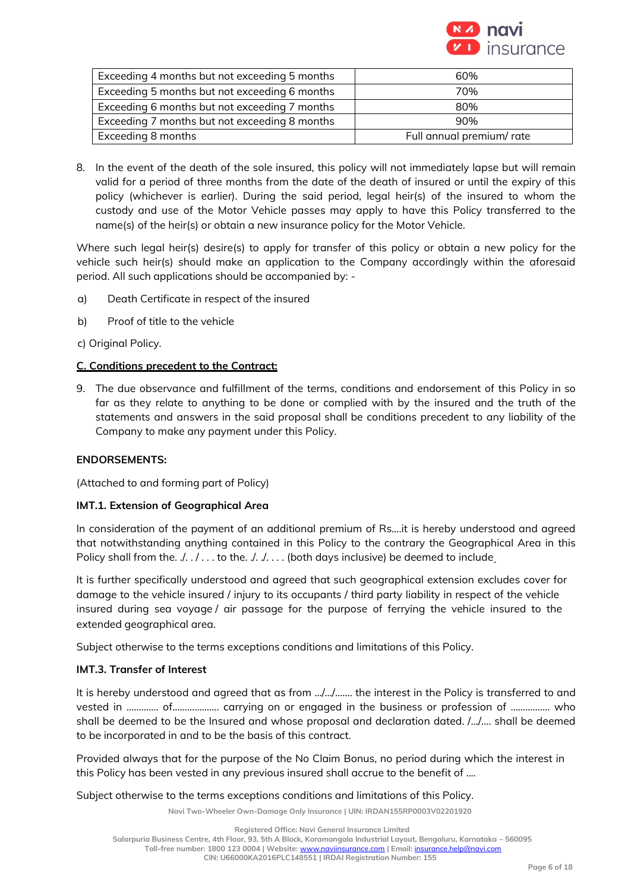| | |
|---|---|
| Exceeding 4 months but not exceeding 5 months | 60% |
| Exceeding 5 months but not exceeding 6 months | 70% |
| Exceeding 6 months but not exceeding 7 months | 80% |
| Exceeding 7 months but not exceeding 8 months | 90% |
| Exceeding 8 months | Full annual premium/ rate |

8. In the event of the death of the sole insured, this policy will not immediately lapse but will remain valid for a period of three months from the date of the death of insured or until the expiry of this policy (whichever is earlier). During the said period, legal heir(s) of the insured to whom the custody and use of the Motor Vehicle passes may apply to have this Policy transferred to the name(s) of the heir(s) or obtain a new insurance policy for the Motor Vehicle.

Where such legal heir(s) desire(s) to apply for transfer of this policy or obtain a new policy for the vehicle such heir(s) should make an application to the Company accordingly within the aforesaid period. All such applications should be accompanied by: -

a) Death Certificate in respect of the insured

b) Proof of title to the vehicle

c) Original Policy.

**C. Conditions precedent to the Contract:**

9. The due observance and fulfillment of the terms, conditions and endorsement of this Policy in so far as they relate to anything to be done or complied with by the insured and the truth of the statements and answers in the said proposal shall be conditions precedent to any liability of the Company to make any payment under this Policy.

**ENDORSEMENTS:**

(Attached to and forming part of Policy)

**IMT.1. Extension of Geographical Area**

In consideration of the payment of an additional premium of Rs....it is hereby understood and agreed that notwithstanding anything contained in this Policy to the contrary the Geographical Area in this Policy shall from the. ./. . / . . . to the. ./. ./. . . . (both days inclusive) be deemed to include

It is further specifically understood and agreed that such geographical extension excludes cover for damage to the vehicle insured / injury to its occupants / third party liability in respect of the vehicle insured during sea voyage / air passage for the purpose of ferrying the vehicle insured to the extended geographical area.

Subject otherwise to the terms exceptions conditions and limitations of this Policy.

**IMT.3. Transfer of Interest**

It is hereby understood and agreed that as from .../.../....... the interest in the Policy is transferred to and vested in ............. of................... carrying on or engaged in the business or profession of ................ who shall be deemed to be the Insured and whose proposal and declaration dated. /.../.... shall be deemed to be incorporated in and to be the basis of this contract.

Provided always that for the purpose of the No Claim Bonus, no period during which the interest in this Policy has been vested in any previous insured shall accrue to the benefit of ....

Subject otherwise to the terms exceptions conditions and limitations of this Policy.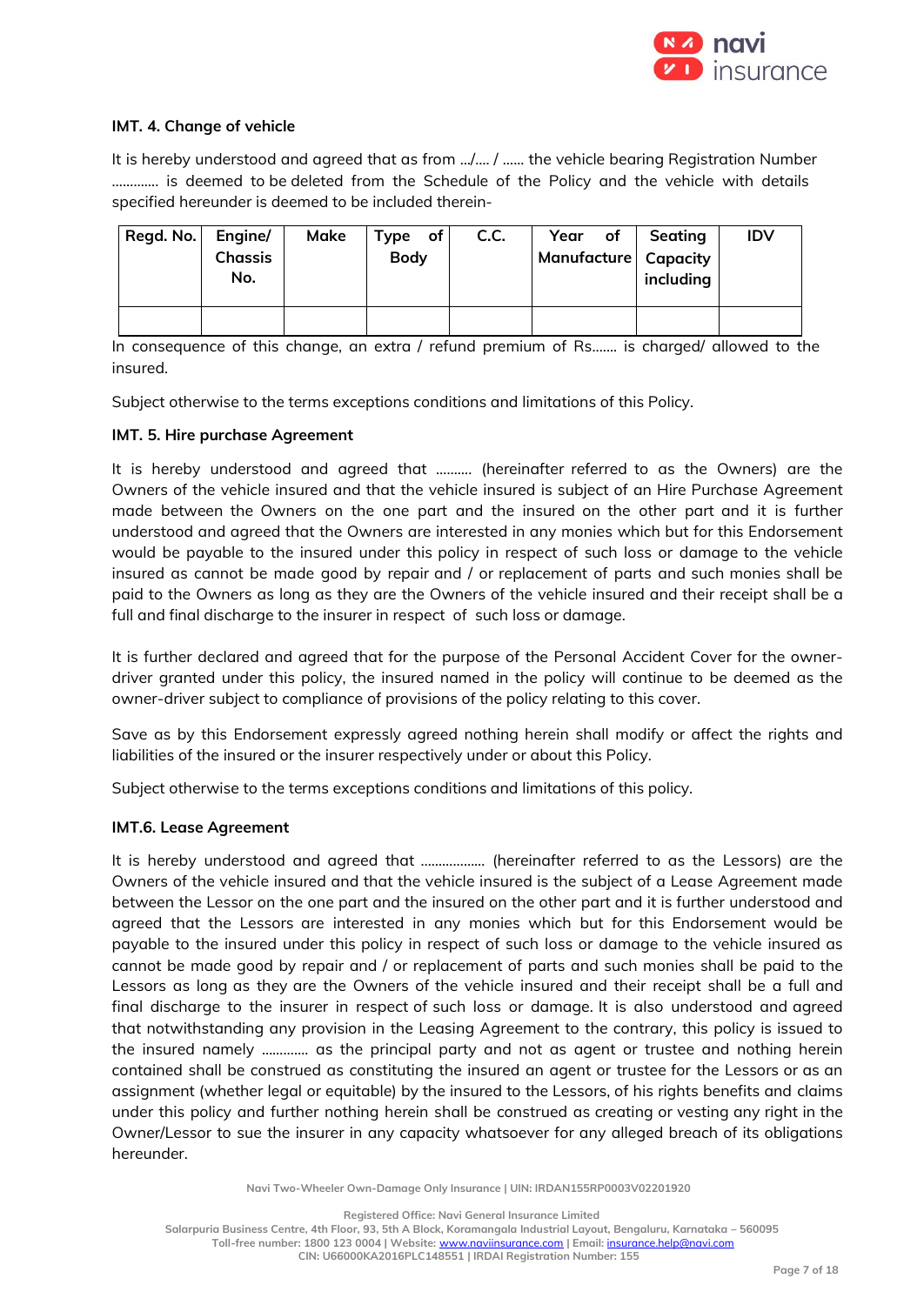### IMT. 4. Change of vehicle

It is hereby understood and agreed that as from .../.... / ...... the vehicle bearing Registration Number ............ is deemed to be deleted from the Schedule of the Policy and the vehicle with details specified hereunder is deemed to be included therein-

| Regd. No. | Engine/ Chassis No. | Make | Type of Body | C.C. | Year of Manufacture | Seating Capacity including | IDV |
|---|---|---|---|---|---|---|---|
| | | | | | | | |

In consequence of this change, an extra / refund premium of Rs....... is charged/ allowed to the insured.

Subject otherwise to the terms exceptions conditions and limitations of this Policy.

### IMT. 5. Hire purchase Agreement

It is hereby understood and agreed that .......... (hereinafter referred to as the Owners) are the Owners of the vehicle insured and that the vehicle insured is subject of an Hire Purchase Agreement made between the Owners on the one part and the insured on the other part and it is further understood and agreed that the Owners are interested in any monies which but for this Endorsement would be payable to the insured under this policy in respect of such loss or damage to the vehicle insured as cannot be made good by repair and / or replacement of parts and such monies shall be paid to the Owners as long as they are the Owners of the vehicle insured and their receipt shall be a full and final discharge to the insurer in respect of such loss or damage.

It is further declared and agreed that for the purpose of the Personal Accident Cover for the owner-driver granted under this policy, the insured named in the policy will continue to be deemed as the owner-driver subject to compliance of provisions of the policy relating to this cover.

Save as by this Endorsement expressly agreed nothing herein shall modify or affect the rights and liabilities of the insured or the insurer respectively under or about this Policy.

Subject otherwise to the terms exceptions conditions and limitations of this policy.

### IMT.6. Lease Agreement

It is hereby understood and agreed that .................. (hereinafter referred to as the Lessors) are the Owners of the vehicle insured and that the vehicle insured is the subject of a Lease Agreement made between the Lessor on the one part and the insured on the other part and it is further understood and agreed that the Lessors are interested in any monies which but for this Endorsement would be payable to the insured under this policy in respect of such loss or damage to the vehicle insured as cannot be made good by repair and / or replacement of parts and such monies shall be paid to the Lessors as long as they are the Owners of the vehicle insured and their receipt shall be a full and final discharge to the insurer in respect of such loss or damage. It is also understood and agreed that notwithstanding any provision in the Leasing Agreement to the contrary, this policy is issued to the insured namely ............ as the principal party and not as agent or trustee and nothing herein contained shall be construed as constituting the insured an agent or trustee for the Lessors or as an assignment (whether legal or equitable) by the insured to the Lessors, of his rights benefits and claims under this policy and further nothing herein shall be construed as creating or vesting any right in the Owner/Lessor to sue the insurer in any capacity whatsoever for any alleged breach of its obligations hereunder.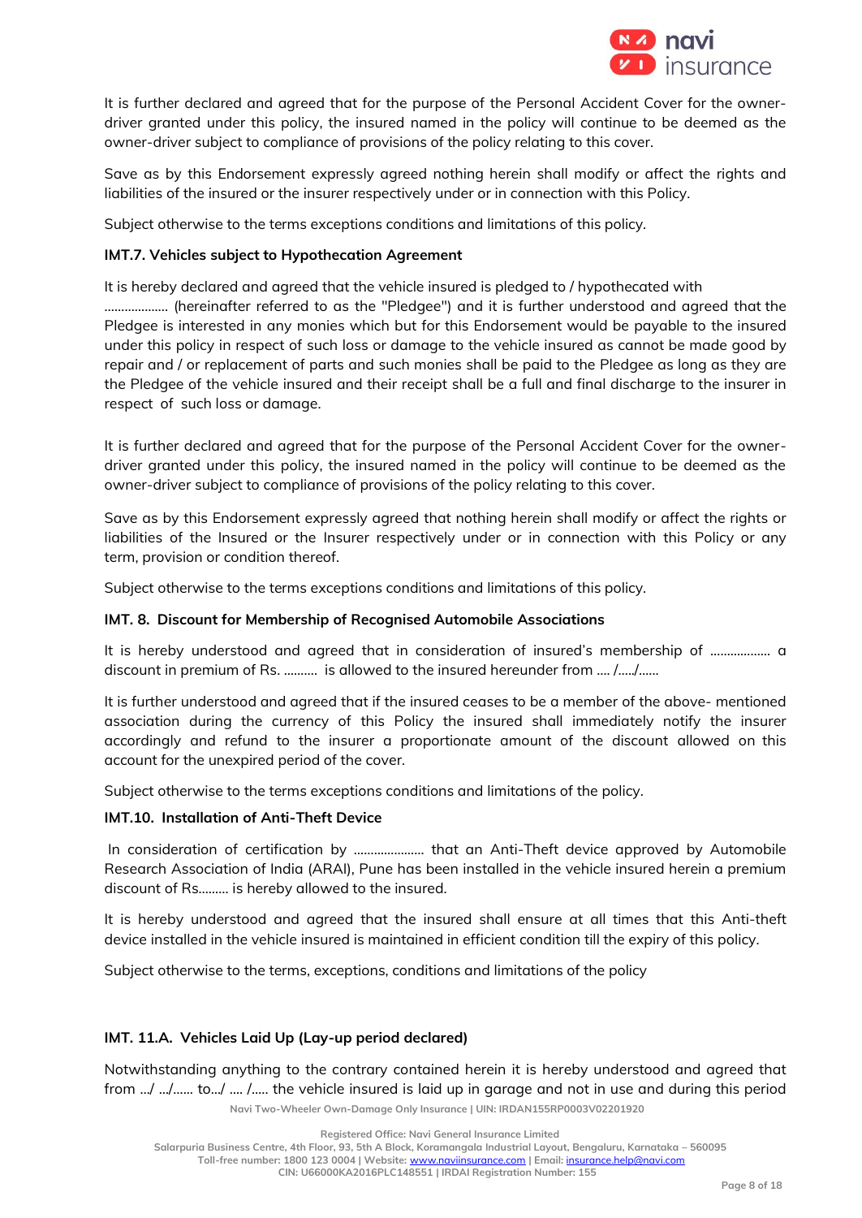It is further declared and agreed that for the purpose of the Personal Accident Cover for the owner-driver granted under this policy, the insured named in the policy will continue to be deemed as the owner-driver subject to compliance of provisions of the policy relating to this cover.

Save as by this Endorsement expressly agreed nothing herein shall modify or affect the rights and liabilities of the insured or the insurer respectively under or in connection with this Policy.

Subject otherwise to the terms exceptions conditions and limitations of this policy.

**IMT.7. Vehicles subject to Hypothecation Agreement**

It is hereby declared and agreed that the vehicle insured is pledged to / hypothecated with ................... (hereinafter referred to as the "Pledgee") and it is further understood and agreed that the Pledgee is interested in any monies which but for this Endorsement would be payable to the insured under this policy in respect of such loss or damage to the vehicle insured as cannot be made good by repair and / or replacement of parts and such monies shall be paid to the Pledgee as long as they are the Pledgee of the vehicle insured and their receipt shall be a full and final discharge to the insurer in respect of such loss or damage.

It is further declared and agreed that for the purpose of the Personal Accident Cover for the owner-driver granted under this policy, the insured named in the policy will continue to be deemed as the owner-driver subject to compliance of provisions of the policy relating to this cover.

Save as by this Endorsement expressly agreed that nothing herein shall modify or affect the rights or liabilities of the Insured or the Insurer respectively under or in connection with this Policy or any term, provision or condition thereof.

Subject otherwise to the terms exceptions conditions and limitations of this policy.

**IMT. 8. Discount for Membership of Recognised Automobile Associations**

It is hereby understood and agreed that in consideration of insured's membership of .................. a discount in premium of Rs. .......... is allowed to the insured hereunder from .... /...../......

It is further understood and agreed that if the insured ceases to be a member of the above- mentioned association during the currency of this Policy the insured shall immediately notify the insurer accordingly and refund to the insurer a proportionate amount of the discount allowed on this account for the unexpired period of the cover.

Subject otherwise to the terms exceptions conditions and limitations of the policy.

**IMT.10. Installation of Anti-Theft Device**

In consideration of certification by ..................... that an Anti-Theft device approved by Automobile Research Association of India (ARAI), Pune has been installed in the vehicle insured herein a premium discount of Rs......... is hereby allowed to the insured.

It is hereby understood and agreed that the insured shall ensure at all times that this Anti-theft device installed in the vehicle insured is maintained in efficient condition till the expiry of this policy.

Subject otherwise to the terms, exceptions, conditions and limitations of the policy

**IMT. 11.A. Vehicles Laid Up (Lay-up period declared)**

Notwithstanding anything to the contrary contained herein it is hereby understood and agreed that from .../ .../...... to.../ .... /..... the vehicle insured is laid up in garage and not in use and during this period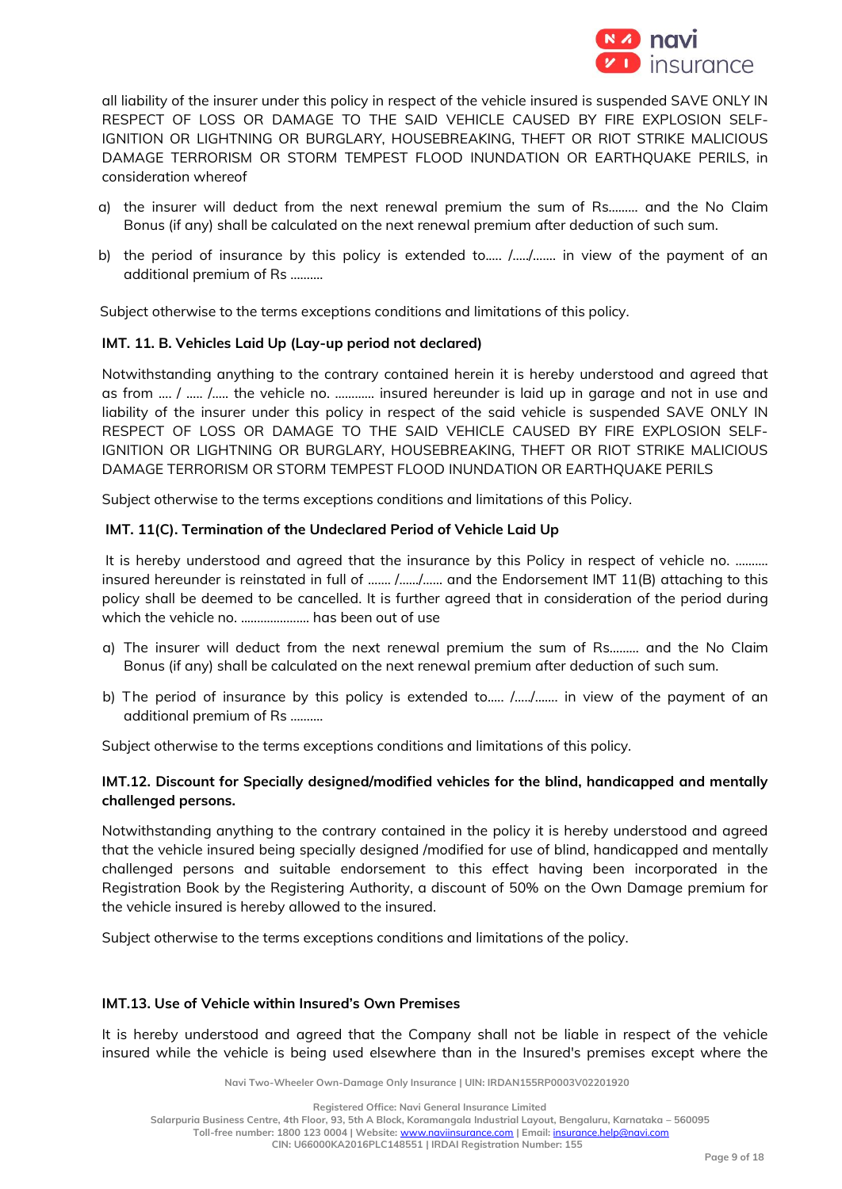all liability of the insurer under this policy in respect of the vehicle insured is suspended SAVE ONLY IN RESPECT OF LOSS OR DAMAGE TO THE SAID VEHICLE CAUSED BY FIRE EXPLOSION SELF-IGNITION OR LIGHTNING OR BURGLARY, HOUSEBREAKING, THEFT OR RIOT STRIKE MALICIOUS DAMAGE TERRORISM OR STORM TEMPEST FLOOD INUNDATION OR EARTHQUAKE PERILS, in consideration whereof

a) the insurer will deduct from the next renewal premium the sum of Rs......... and the No Claim Bonus (if any) shall be calculated on the next renewal premium after deduction of such sum.

b) the period of insurance by this policy is extended to..... /...../....... in view of the payment of an additional premium of Rs ..........

Subject otherwise to the terms exceptions conditions and limitations of this policy.

### IMT. 11. B. Vehicles Laid Up (Lay-up period not declared)

Notwithstanding anything to the contrary contained herein it is hereby understood and agreed that as from .... / ..... /..... the vehicle no. ............ insured hereunder is laid up in garage and not in use and liability of the insurer under this policy in respect of the said vehicle is suspended SAVE ONLY IN RESPECT OF LOSS OR DAMAGE TO THE SAID VEHICLE CAUSED BY FIRE EXPLOSION SELF-IGNITION OR LIGHTNING OR BURGLARY, HOUSEBREAKING, THEFT OR RIOT STRIKE MALICIOUS DAMAGE TERRORISM OR STORM TEMPEST FLOOD INUNDATION OR EARTHQUAKE PERILS

Subject otherwise to the terms exceptions conditions and limitations of this Policy.

### IMT. 11(C). Termination of the Undeclared Period of Vehicle Laid Up

It is hereby understood and agreed that the insurance by this Policy in respect of vehicle no. .......... insured hereunder is reinstated in full of ....... /....../...... and the Endorsement IMT 11(B) attaching to this policy shall be deemed to be cancelled. It is further agreed that in consideration of the period during which the vehicle no. ..................... has been out of use

a) The insurer will deduct from the next renewal premium the sum of Rs......... and the No Claim Bonus (if any) shall be calculated on the next renewal premium after deduction of such sum.

b) The period of insurance by this policy is extended to..... /...../....... in view of the payment of an additional premium of Rs ..........

Subject otherwise to the terms exceptions conditions and limitations of this policy.

### IMT.12. Discount for Specially designed/modified vehicles for the blind, handicapped and mentally challenged persons.

Notwithstanding anything to the contrary contained in the policy it is hereby understood and agreed that the vehicle insured being specially designed /modified for use of blind, handicapped and mentally challenged persons and suitable endorsement to this effect having been incorporated in the Registration Book by the Registering Authority, a discount of 50% on the Own Damage premium for the vehicle insured is hereby allowed to the insured.

Subject otherwise to the terms exceptions conditions and limitations of the policy.

### IMT.13. Use of Vehicle within Insured's Own Premises

It is hereby understood and agreed that the Company shall not be liable in respect of the vehicle insured while the vehicle is being used elsewhere than in the Insured's premises except where the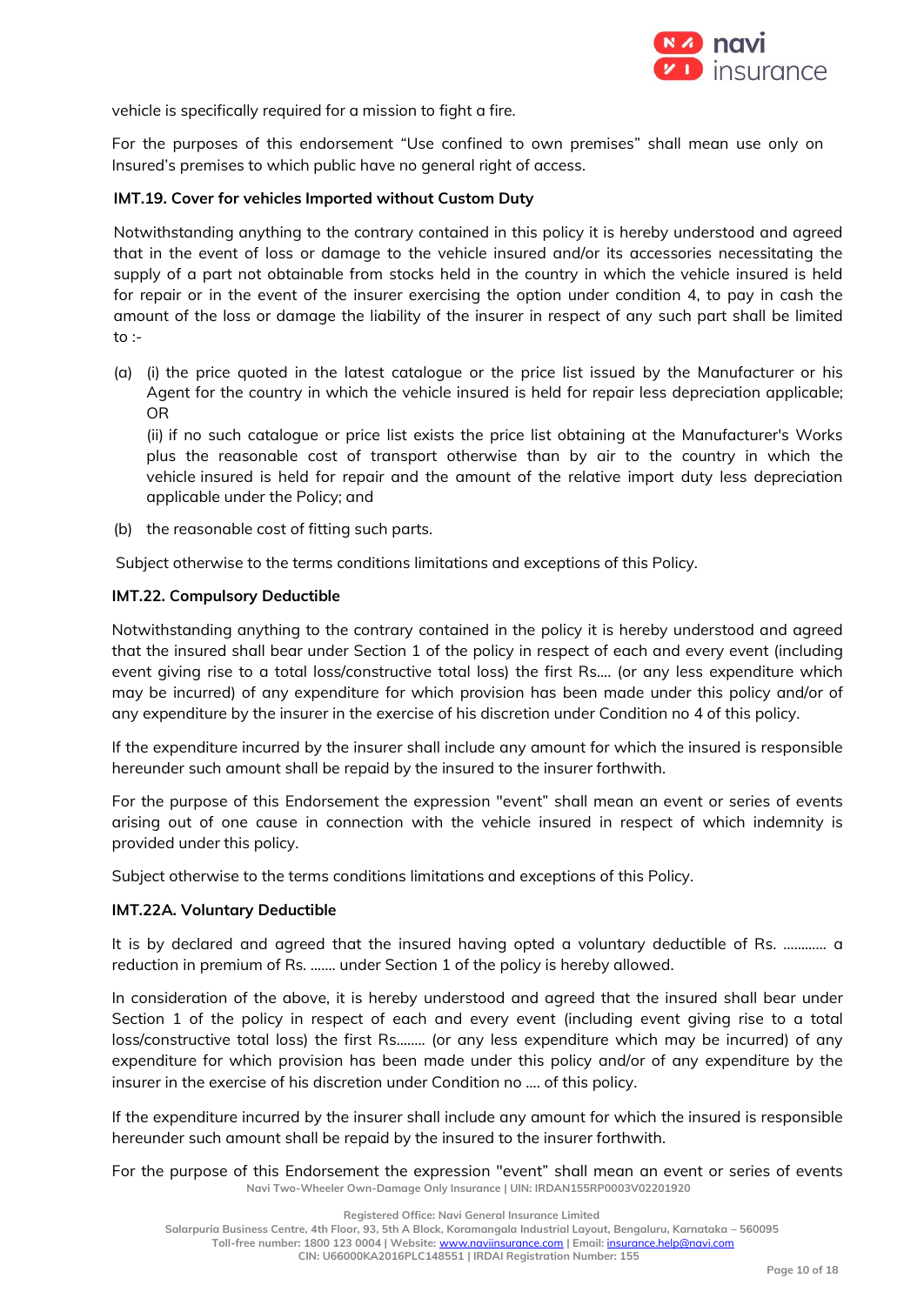vehicle is specifically required for a mission to fight a fire.

For the purposes of this endorsement "Use confined to own premises" shall mean use only on Insured's premises to which public have no general right of access.

**IMT.19. Cover for vehicles Imported without Custom Duty**

Notwithstanding anything to the contrary contained in this policy it is hereby understood and agreed that in the event of loss or damage to the vehicle insured and/or its accessories necessitating the supply of a part not obtainable from stocks held in the country in which the vehicle insured is held for repair or in the event of the insurer exercising the option under condition 4, to pay in cash the amount of the loss or damage the liability of the insurer in respect of any such part shall be limited to :-

(a) (i) the price quoted in the latest catalogue or the price list issued by the Manufacturer or his Agent for the country in which the vehicle insured is held for repair less depreciation applicable; OR

(ii) if no such catalogue or price list exists the price list obtaining at the Manufacturer's Works plus the reasonable cost of transport otherwise than by air to the country in which the vehicle insured is held for repair and the amount of the relative import duty less depreciation applicable under the Policy; and

(b) the reasonable cost of fitting such parts.

Subject otherwise to the terms conditions limitations and exceptions of this Policy.

**IMT.22. Compulsory Deductible**

Notwithstanding anything to the contrary contained in the policy it is hereby understood and agreed that the insured shall bear under Section 1 of the policy in respect of each and every event (including event giving rise to a total loss/constructive total loss) the first Rs.... (or any less expenditure which may be incurred) of any expenditure for which provision has been made under this policy and/or of any expenditure by the insurer in the exercise of his discretion under Condition no 4 of this policy.

If the expenditure incurred by the insurer shall include any amount for which the insured is responsible hereunder such amount shall be repaid by the insured to the insurer forthwith.

For the purpose of this Endorsement the expression "event" shall mean an event or series of events arising out of one cause in connection with the vehicle insured in respect of which indemnity is provided under this policy.

Subject otherwise to the terms conditions limitations and exceptions of this Policy.

**IMT.22A. Voluntary Deductible**

It is by declared and agreed that the insured having opted a voluntary deductible of Rs. ............ a reduction in premium of Rs. ....... under Section 1 of the policy is hereby allowed.

In consideration of the above, it is hereby understood and agreed that the insured shall bear under Section 1 of the policy in respect of each and every event (including event giving rise to a total loss/constructive total loss) the first Rs........ (or any less expenditure which may be incurred) of any expenditure for which provision has been made under this policy and/or of any expenditure by the insurer in the exercise of his discretion under Condition no .... of this policy.

If the expenditure incurred by the insurer shall include any amount for which the insured is responsible hereunder such amount shall be repaid by the insured to the insurer forthwith.

For the purpose of this Endorsement the expression "event" shall mean an event or series of events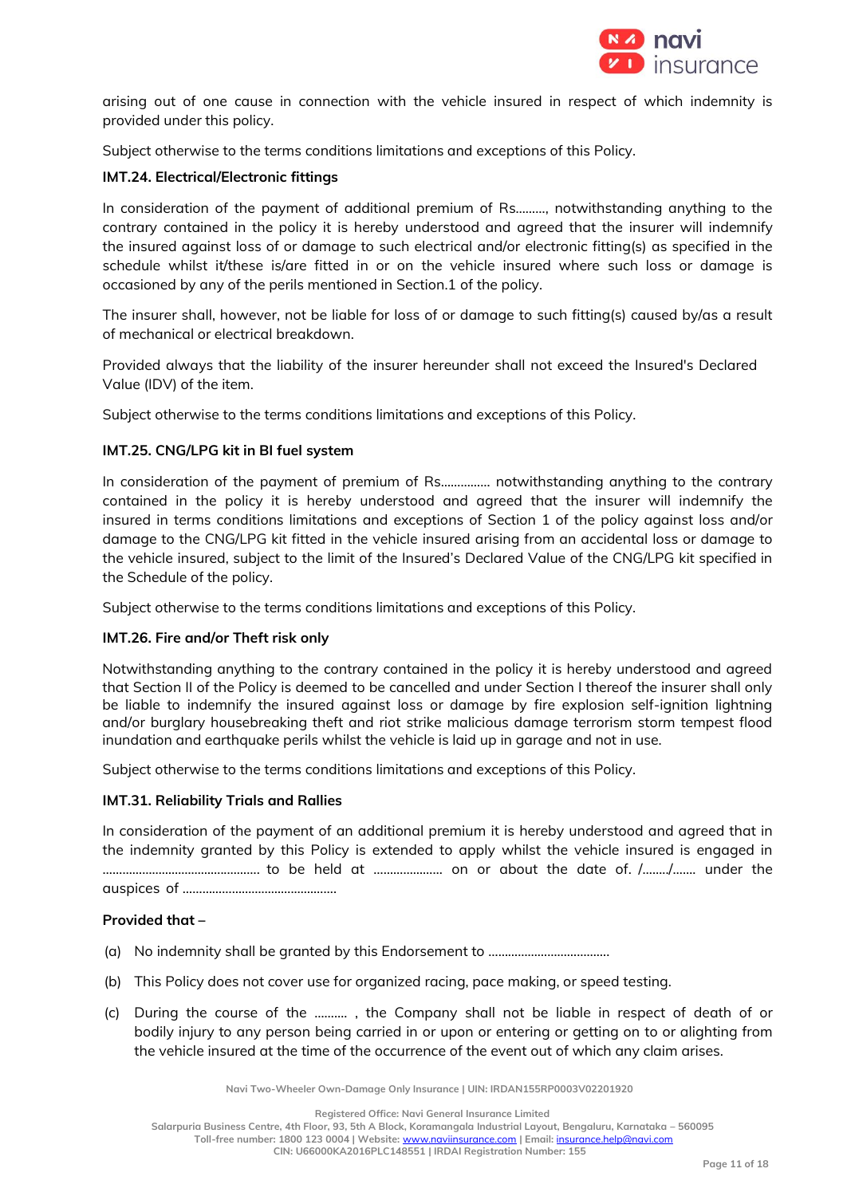arising out of one cause in connection with the vehicle insured in respect of which indemnity is provided under this policy.

Subject otherwise to the terms conditions limitations and exceptions of this Policy.

**IMT.24. Electrical/Electronic fittings**

In consideration of the payment of additional premium of Rs........., notwithstanding anything to the contrary contained in the policy it is hereby understood and agreed that the insurer will indemnify the insured against loss of or damage to such electrical and/or electronic fitting(s) as specified in the schedule whilst it/these is/are fitted in or on the vehicle insured where such loss or damage is occasioned by any of the perils mentioned in Section.1 of the policy.

The insurer shall, however, not be liable for loss of or damage to such fitting(s) caused by/as a result of mechanical or electrical breakdown.

Provided always that the liability of the insurer hereunder shall not exceed the Insured's Declared Value (IDV) of the item.

Subject otherwise to the terms conditions limitations and exceptions of this Policy.

**IMT.25. CNG/LPG kit in BI fuel system**

In consideration of the payment of premium of Rs.............. notwithstanding anything to the contrary contained in the policy it is hereby understood and agreed that the insurer will indemnify the insured in terms conditions limitations and exceptions of Section 1 of the policy against loss and/or damage to the CNG/LPG kit fitted in the vehicle insured arising from an accidental loss or damage to the vehicle insured, subject to the limit of the Insured's Declared Value of the CNG/LPG kit specified in the Schedule of the policy.

Subject otherwise to the terms conditions limitations and exceptions of this Policy.

**IMT.26. Fire and/or Theft risk only**

Notwithstanding anything to the contrary contained in the policy it is hereby understood and agreed that Section II of the Policy is deemed to be cancelled and under Section I thereof the insurer shall only be liable to indemnify the insured against loss or damage by fire explosion self-ignition lightning and/or burglary housebreaking theft and riot strike malicious damage terrorism storm tempest flood inundation and earthquake perils whilst the vehicle is laid up in garage and not in use.

Subject otherwise to the terms conditions limitations and exceptions of this Policy.

**IMT.31. Reliability Trials and Rallies**

In consideration of the payment of an additional premium it is hereby understood and agreed that in the indemnity granted by this Policy is extended to apply whilst the vehicle insured is engaged in ............................................... to be held at .................... on or about the date of. /......../....... under the auspices of ..............................................

**Provided that –**

(a) No indemnity shall be granted by this Endorsement to ....................................

(b) This Policy does not cover use for organized racing, pace making, or speed testing.

(c) During the course of the .......... , the Company shall not be liable in respect of death of or bodily injury to any person being carried in or upon or entering or getting on to or alighting from the vehicle insured at the time of the occurrence of the event out of which any claim arises.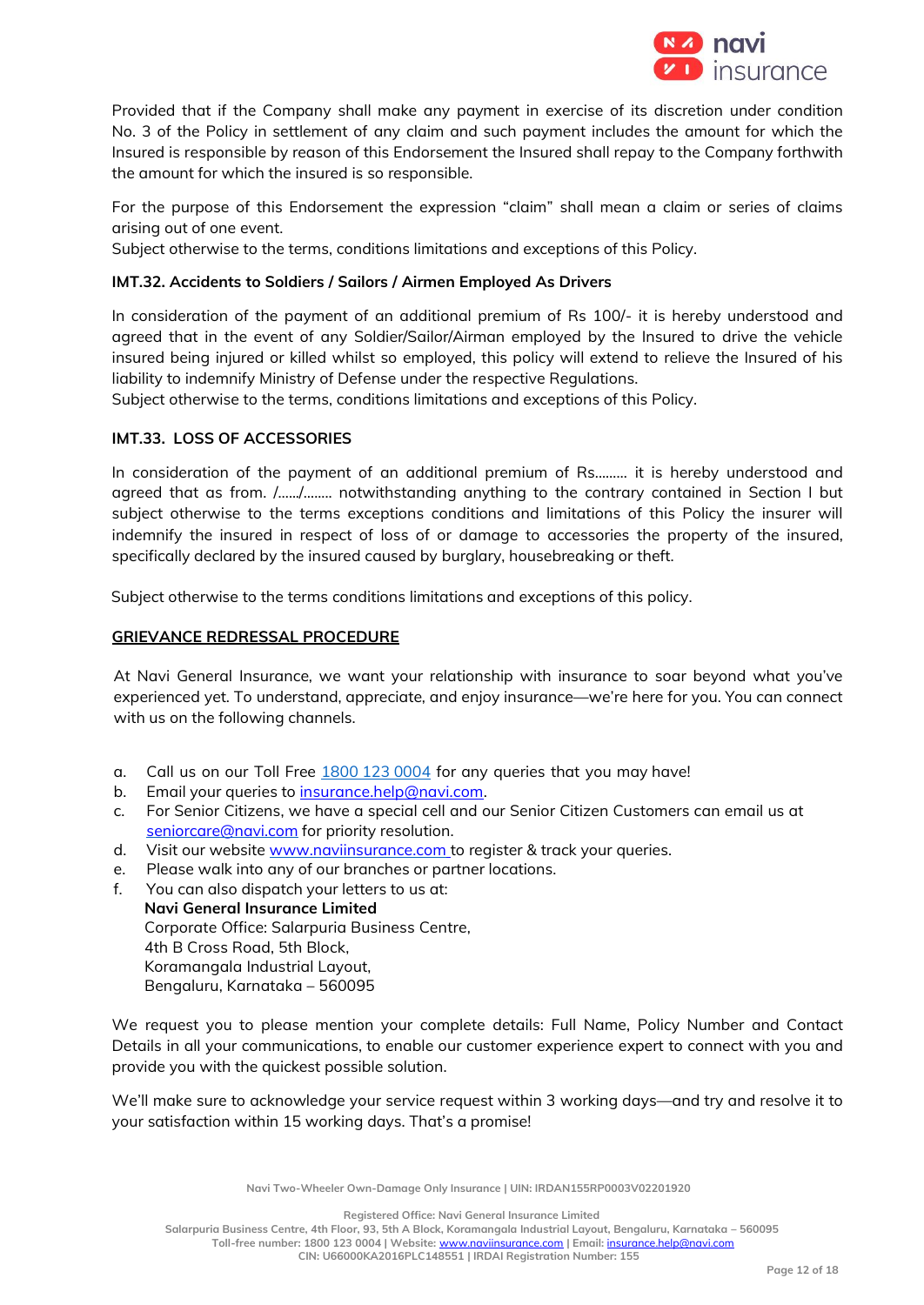Provided that if the Company shall make any payment in exercise of its discretion under condition No. 3 of the Policy in settlement of any claim and such payment includes the amount for which the Insured is responsible by reason of this Endorsement the Insured shall repay to the Company forthwith the amount for which the insured is so responsible.

For the purpose of this Endorsement the expression "claim" shall mean a claim or series of claims arising out of one event.
Subject otherwise to the terms, conditions limitations and exceptions of this Policy.

**IMT.32. Accidents to Soldiers / Sailors / Airmen Employed As Drivers**

In consideration of the payment of an additional premium of Rs 100/- it is hereby understood and agreed that in the event of any Soldier/Sailor/Airman employed by the Insured to drive the vehicle insured being injured or killed whilst so employed, this policy will extend to relieve the Insured of his liability to indemnify Ministry of Defense under the respective Regulations.
Subject otherwise to the terms, conditions limitations and exceptions of this Policy.

**IMT.33. LOSS OF ACCESSORIES**

In consideration of the payment of an additional premium of Rs……… it is hereby understood and agreed that as from. /……/…….. notwithstanding anything to the contrary contained in Section I but subject otherwise to the terms exceptions conditions and limitations of this Policy the insurer will indemnify the insured in respect of loss of or damage to accessories the property of the insured, specifically declared by the insured caused by burglary, housebreaking or theft.

Subject otherwise to the terms conditions limitations and exceptions of this policy.

**GRIEVANCE REDRESSAL PROCEDURE**

At Navi General Insurance, we want your relationship with insurance to soar beyond what you've experienced yet. To understand, appreciate, and enjoy insurance—we're here for you. You can connect with us on the following channels.

a. Call us on our Toll Free 1800 123 0004 for any queries that you may have!
b. Email your queries to insurance.help@navi.com.
c. For Senior Citizens, we have a special cell and our Senior Citizen Customers can email us at seniorcare@navi.com for priority resolution.
d. Visit our website www.naviinsurance.com to register & track your queries.
e. Please walk into any of our branches or partner locations.
f. You can also dispatch your letters to us at:
   **Navi General Insurance Limited**
   Corporate Office: Salarpuria Business Centre,
   4th B Cross Road, 5th Block,
   Koramangala Industrial Layout,
   Bengaluru, Karnataka – 560095

We request you to please mention your complete details: Full Name, Policy Number and Contact Details in all your communications, to enable our customer experience expert to connect with you and provide you with the quickest possible solution.

We'll make sure to acknowledge your service request within 3 working days—and try and resolve it to your satisfaction within 15 working days. That's a promise!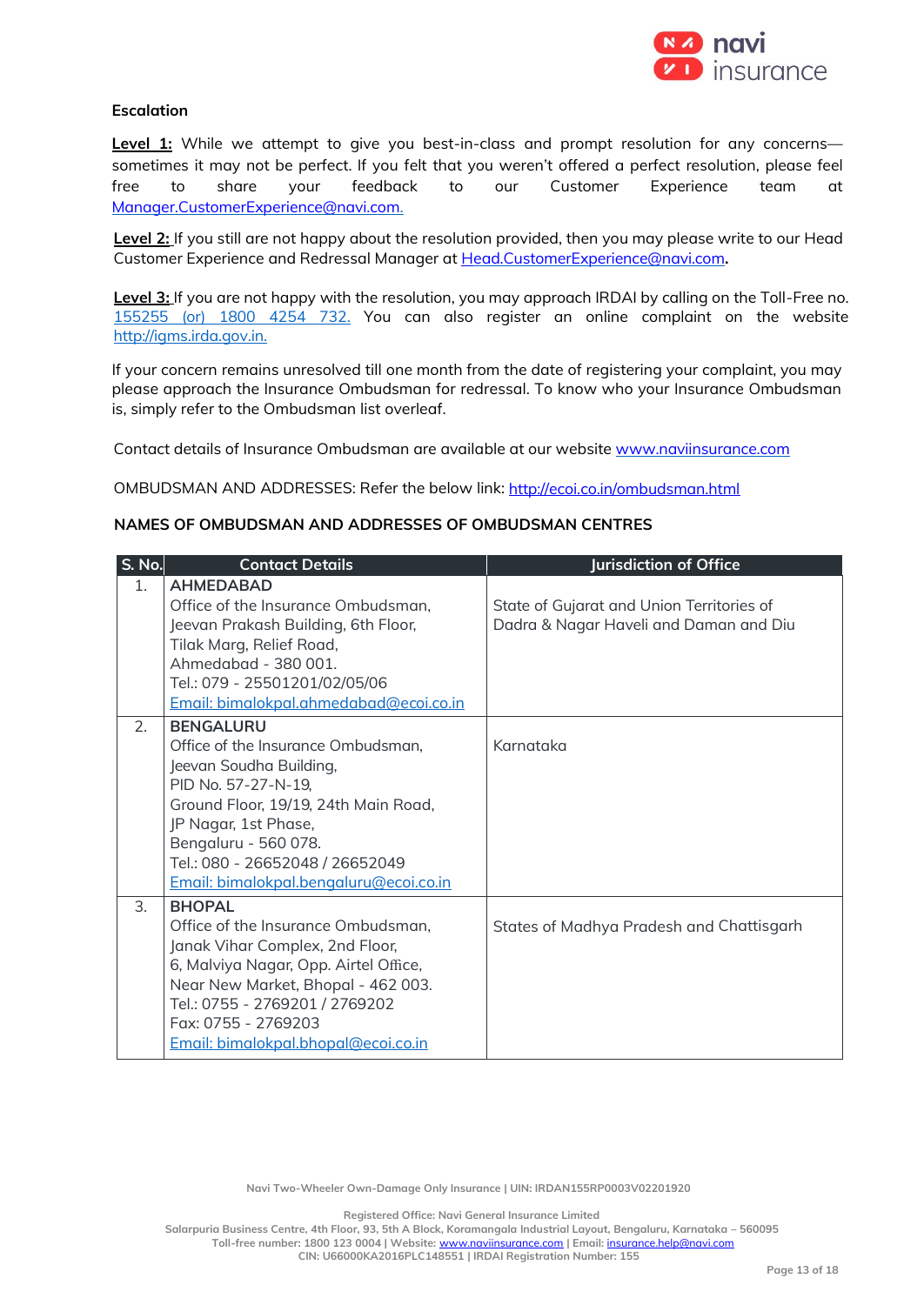**Escalation**

**Level 1:** While we attempt to give you best-in-class and prompt resolution for any concerns—sometimes it may not be perfect. If you felt that you weren't offered a perfect resolution, please feel free to share your feedback to our Customer Experience team at Manager.CustomerExperience@navi.com.

**Level 2:** If you still are not happy about the resolution provided, then you may please write to our Head Customer Experience and Redressal Manager at Head.CustomerExperience@navi.com.

**Level 3:** If you are not happy with the resolution, you may approach IRDAI by calling on the Toll-Free no. 155255 (or) 1800 4254 732. You can also register an online complaint on the website http://igms.irda.gov.in.

If your concern remains unresolved till one month from the date of registering your complaint, you may please approach the Insurance Ombudsman for redressal. To know who your Insurance Ombudsman is, simply refer to the Ombudsman list overleaf.

Contact details of Insurance Ombudsman are available at our website www.naviinsurance.com

OMBUDSMAN AND ADDRESSES: Refer the below link: http://ecoi.co.in/ombudsman.html

**NAMES OF OMBUDSMAN AND ADDRESSES OF OMBUDSMAN CENTRES**

| S. No. | Contact Details | Jurisdiction of Office |
|---|---|---|
| 1. | **AHMEDABAD**<br>Office of the Insurance Ombudsman,<br>Jeevan Prakash Building, 6th Floor,<br>Tilak Marg, Relief Road,<br>Ahmedabad - 380 001.<br>Tel.: 079 - 25501201/02/05/06<br>Email: bimalokpal.ahmedabad@ecoi.co.in | State of Gujarat and Union Territories of Dadra & Nagar Haveli and Daman and Diu |
| 2. | **BENGALURU**<br>Office of the Insurance Ombudsman,<br>Jeevan Soudha Building,<br>PID No. 57-27-N-19,<br>Ground Floor, 19/19, 24th Main Road,<br>JP Nagar, 1st Phase,<br>Bengaluru - 560 078.<br>Tel.: 080 - 26652048 / 26652049<br>Email: bimalokpal.bengaluru@ecoi.co.in | Karnataka |
| 3. | **BHOPAL**<br>Office of the Insurance Ombudsman,<br>Janak Vihar Complex, 2nd Floor,<br>6, Malviya Nagar, Opp. Airtel Office,<br>Near New Market, Bhopal - 462 003.<br>Tel.: 0755 - 2769201 / 2769202<br>Fax: 0755 - 2769203<br>Email: bimalokpal.bhopal@ecoi.co.in | States of Madhya Pradesh and Chattisgarh |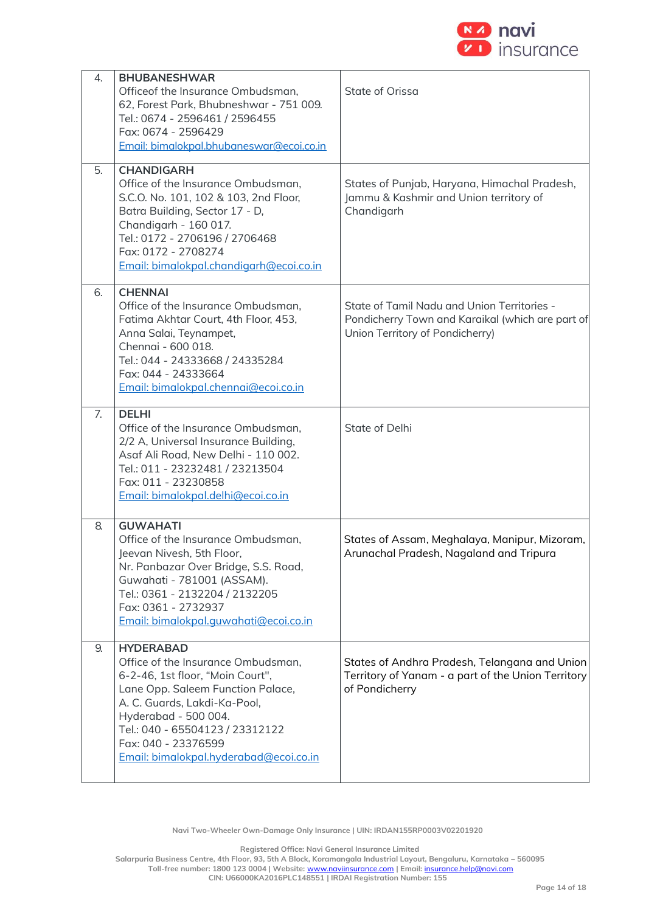| | | |
|---|---|---|
| 4. | **BHUBANESHWAR**<br>Officeof the Insurance Ombudsman,<br>62, Forest Park, Bhubneshwar - 751 009.<br>Tel.: 0674 - 2596461 / 2596455<br>Fax: 0674 - 2596429<br>Email: bimalokpal.bhubaneswar@ecoi.co.in | State of Orissa |
| 5. | **CHANDIGARH**<br>Office of the Insurance Ombudsman,<br>S.C.O. No. 101, 102 & 103, 2nd Floor,<br>Batra Building, Sector 17 - D,<br>Chandigarh - 160 017.<br>Tel.: 0172 - 2706196 / 2706468<br>Fax: 0172 - 2708274<br>Email: bimalokpal.chandigarh@ecoi.co.in | States of Punjab, Haryana, Himachal Pradesh, Jammu & Kashmir and Union territory of Chandigarh |
| 6. | **CHENNAI**<br>Office of the Insurance Ombudsman,<br>Fatima Akhtar Court, 4th Floor, 453,<br>Anna Salai, Teynampet,<br>Chennai - 600 018.<br>Tel.: 044 - 24333668 / 24335284<br>Fax: 044 - 24333664<br>Email: bimalokpal.chennai@ecoi.co.in | State of Tamil Nadu and Union Territories - Pondicherry Town and Karaikal (which are part of Union Territory of Pondicherry) |
| 7. | **DELHI**<br>Office of the Insurance Ombudsman,<br>2/2 A, Universal Insurance Building,<br>Asaf Ali Road, New Delhi - 110 002.<br>Tel.: 011 - 23232481 / 23213504<br>Fax: 011 - 23230858<br>Email: bimalokpal.delhi@ecoi.co.in | State of Delhi |
| 8. | **GUWAHATI**<br>Office of the Insurance Ombudsman,<br>Jeevan Nivesh, 5th Floor,<br>Nr. Panbazar Over Bridge, S.S. Road,<br>Guwahati - 781001 (ASSAM).<br>Tel.: 0361 - 2132204 / 2132205<br>Fax: 0361 - 2732937<br>Email: bimalokpal.guwahati@ecoi.co.in | States of Assam, Meghalaya, Manipur, Mizoram, Arunachal Pradesh, Nagaland and Tripura |
| 9. | **HYDERABAD**<br>Office of the Insurance Ombudsman,<br>6-2-46, 1st floor, "Moin Court",<br>Lane Opp. Saleem Function Palace,<br>A. C. Guards, Lakdi-Ka-Pool,<br>Hyderabad - 500 004.<br>Tel.: 040 - 65504123 / 23312122<br>Fax: 040 - 23376599<br>Email: bimalokpal.hyderabad@ecoi.co.in | States of Andhra Pradesh, Telangana and Union Territory of Yanam - a part of the Union Territory of Pondicherry |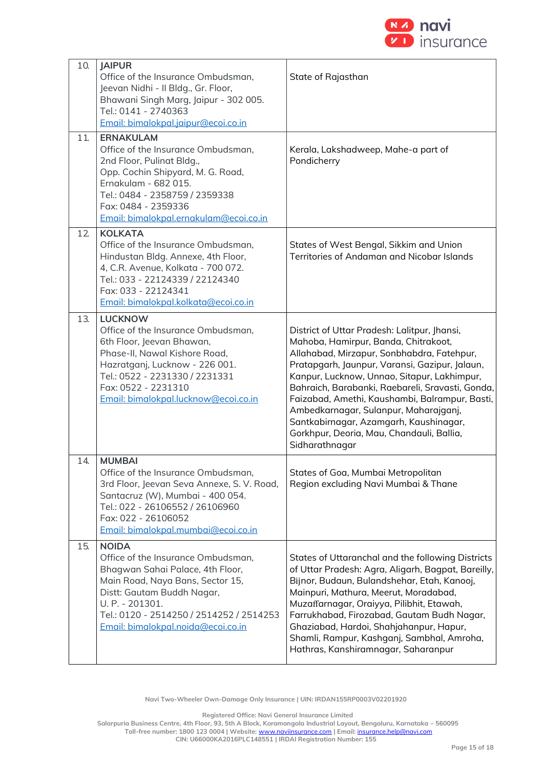| | | |
|---|---|---|
| 10. | **JAIPUR**<br>Office of the Insurance Ombudsman,<br>Jeevan Nidhi - II Bldg., Gr. Floor,<br>Bhawani Singh Marg, Jaipur - 302 005.<br>Tel.: 0141 - 2740363<br>Email: bimalokpal.jaipur@ecoi.co.in | State of Rajasthan |
| 11. | **ERNAKULAM**<br>Office of the Insurance Ombudsman,<br>2nd Floor, Pulinat Bldg.,<br>Opp. Cochin Shipyard, M. G. Road,<br>Ernakulam - 682 015.<br>Tel.: 0484 - 2358759 / 2359338<br>Fax: 0484 - 2359336<br>Email: bimalokpal.ernakulam@ecoi.co.in | Kerala, Lakshadweep, Mahe-a part of Pondicherry |
| 12. | **KOLKATA**<br>Office of the Insurance Ombudsman,<br>Hindustan Bldg. Annexe, 4th Floor,<br>4, C.R. Avenue, Kolkata - 700 072.<br>Tel.: 033 - 22124339 / 22124340<br>Fax: 033 - 22124341<br>Email: bimalokpal.kolkata@ecoi.co.in | States of West Bengal, Sikkim and Union Territories of Andaman and Nicobar Islands |
| 13. | **LUCKNOW**<br>Office of the Insurance Ombudsman,<br>6th Floor, Jeevan Bhawan,<br>Phase-II, Nawal Kishore Road,<br>Hazratganj, Lucknow - 226 001.<br>Tel.: 0522 - 2231330 / 2231331<br>Fax: 0522 - 2231310<br>Email: bimalokpal.lucknow@ecoi.co.in | District of Uttar Pradesh: Lalitpur, Jhansi, Mahoba, Hamirpur, Banda, Chitrakoot, Allahabad, Mirzapur, Sonbhabdra, Fatehpur, Pratapgarh, Jaunpur, Varansi, Gazipur, Jalaun, Kanpur, Lucknow, Unnao, Sitapur, Lakhimpur, Bahraich, Barabanki, Raebareli, Sravasti, Gonda, Faizabad, Amethi, Kaushambi, Balrampur, Basti, Ambedkarnagar, Sulanpur, Maharajganj, Santkabirnagar, Azamgarh, Kaushinagar, Gorkhpur, Deoria, Mau, Chandauli, Ballia, Sidharathnagar |
| 14. | **MUMBAI**<br>Office of the Insurance Ombudsman,<br>3rd Floor, Jeevan Seva Annexe, S. V. Road,<br>Santacruz (W), Mumbai - 400 054.<br>Tel.: 022 - 26106552 / 26106960<br>Fax: 022 - 26106052<br>Email: bimalokpal.mumbai@ecoi.co.in | States of Goa, Mumbai Metropolitan Region excluding Navi Mumbai & Thane |
| 15. | **NOIDA**<br>Office of the Insurance Ombudsman,<br>Bhagwan Sahai Palace, 4th Floor,<br>Main Road, Naya Bans, Sector 15,<br>Distt: Gautam Buddh Nagar,<br>U. P. - 201301.<br>Tel.: 0120 - 2514250 / 2514252 / 2514253<br>Email: bimalokpal.noida@ecoi.co.in | States of Uttaranchal and the following Districts of Uttar Pradesh: Agra, Aligarh, Bagpat, Bareilly, Bijnor, Budaun, Bulandshehar, Etah, Kanooj, Mainpuri, Mathura, Meerut, Moradabad, Muzaffarnagar, Oraiyya, Pilibhit, Etawah, Farrukhabad, Firozabad, Gautam Budh Nagar, Ghaziabad, Hardoi, Shahjahanpur, Hapur, Shamli, Rampur, Kashganj, Sambhal, Amroha, Hathras, Kanshiramnagar, Saharanpur |

Navi Two-Wheeler Own-Damage Only Insurance | UIN: IRDAN155RP0003V02201920

Registered Office: Navi General Insurance Limited
Salarpuria Business Centre, 4th Floor, 93, 5th A Block, Koramangala Industrial Layout, Bengaluru, Karnataka – 560095
Toll-free number: 1800 123 0004 | Website: www.naviinsurance.com | Email: insurance.help@navi.com
CIN: U66000KA2016PLC148551 | IRDAI Registration Number: 155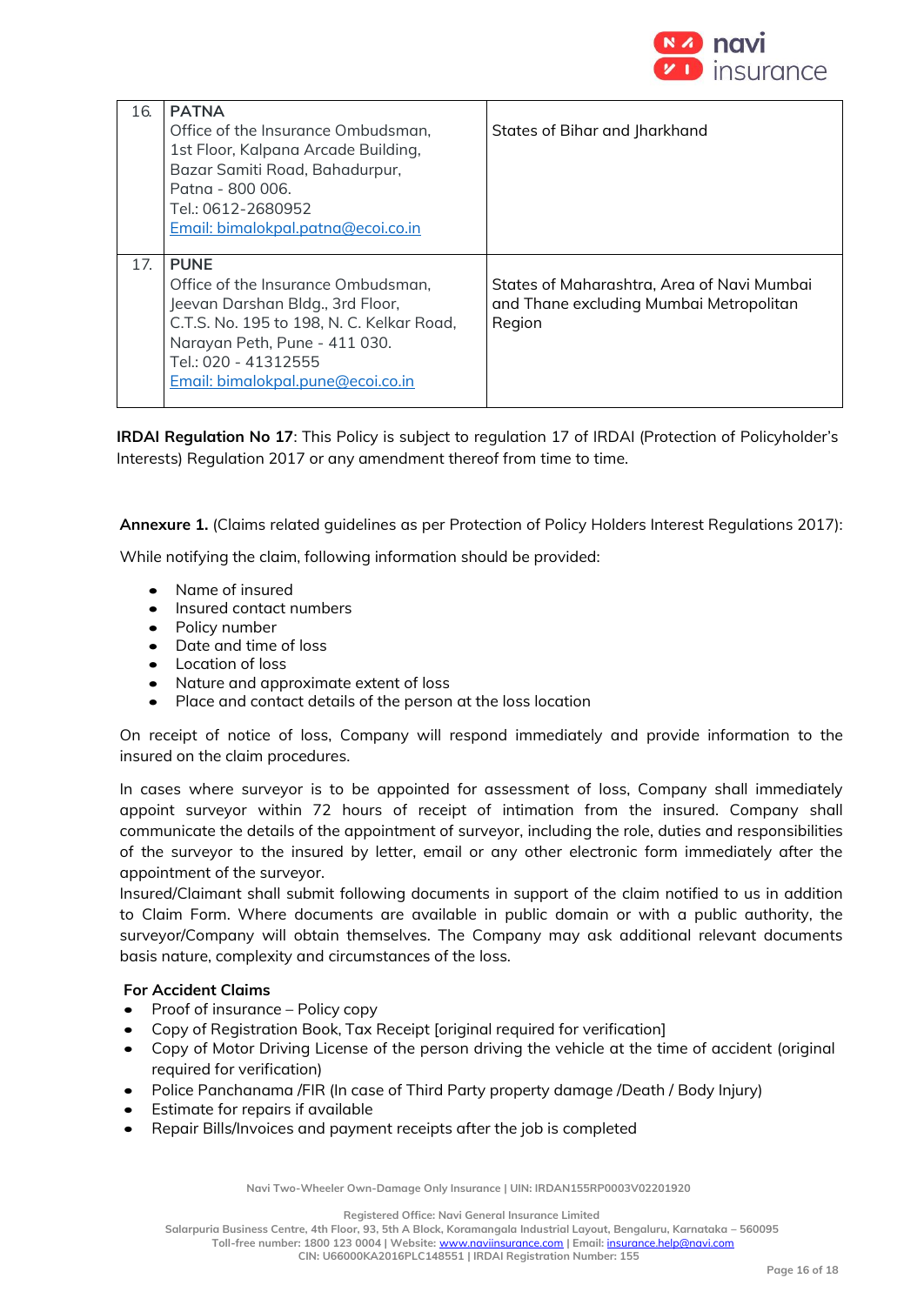| | | |
|---|---|---|
| 16. | **PATNA**<br>Office of the Insurance Ombudsman,<br>1st Floor, Kalpana Arcade Building,<br>Bazar Samiti Road, Bahadurpur,<br>Patna - 800 006.<br>Tel.: 0612-2680952<br>Email: bimalokpal.patna@ecoi.co.in | States of Bihar and Jharkhand |
| 17. | **PUNE**<br>Office of the Insurance Ombudsman,<br>Jeevan Darshan Bldg., 3rd Floor,<br>C.T.S. No. 195 to 198, N. C. Kelkar Road,<br>Narayan Peth, Pune - 411 030.<br>Tel.: 020 - 41312555<br>Email: bimalokpal.pune@ecoi.co.in | States of Maharashtra, Area of Navi Mumbai and Thane excluding Mumbai Metropolitan Region |

**IRDAI Regulation No 17**: This Policy is subject to regulation 17 of IRDAI (Protection of Policyholder's Interests) Regulation 2017 or any amendment thereof from time to time.

**Annexure 1.** (Claims related guidelines as per Protection of Policy Holders Interest Regulations 2017):

While notifying the claim, following information should be provided:

- Name of insured
- Insured contact numbers
- Policy number
- Date and time of loss
- Location of loss
- Nature and approximate extent of loss
- Place and contact details of the person at the loss location

On receipt of notice of loss, Company will respond immediately and provide information to the insured on the claim procedures.

In cases where surveyor is to be appointed for assessment of loss, Company shall immediately appoint surveyor within 72 hours of receipt of intimation from the insured. Company shall communicate the details of the appointment of surveyor, including the role, duties and responsibilities of the surveyor to the insured by letter, email or any other electronic form immediately after the appointment of the surveyor.
Insured/Claimant shall submit following documents in support of the claim notified to us in addition to Claim Form. Where documents are available in public domain or with a public authority, the surveyor/Company will obtain themselves. The Company may ask additional relevant documents basis nature, complexity and circumstances of the loss.

**For Accident Claims**

- Proof of insurance – Policy copy
- Copy of Registration Book, Tax Receipt [original required for verification]
- Copy of Motor Driving License of the person driving the vehicle at the time of accident (original required for verification)
- Police Panchanama /FIR (In case of Third Party property damage /Death / Body Injury)
- Estimate for repairs if available
- Repair Bills/Invoices and payment receipts after the job is completed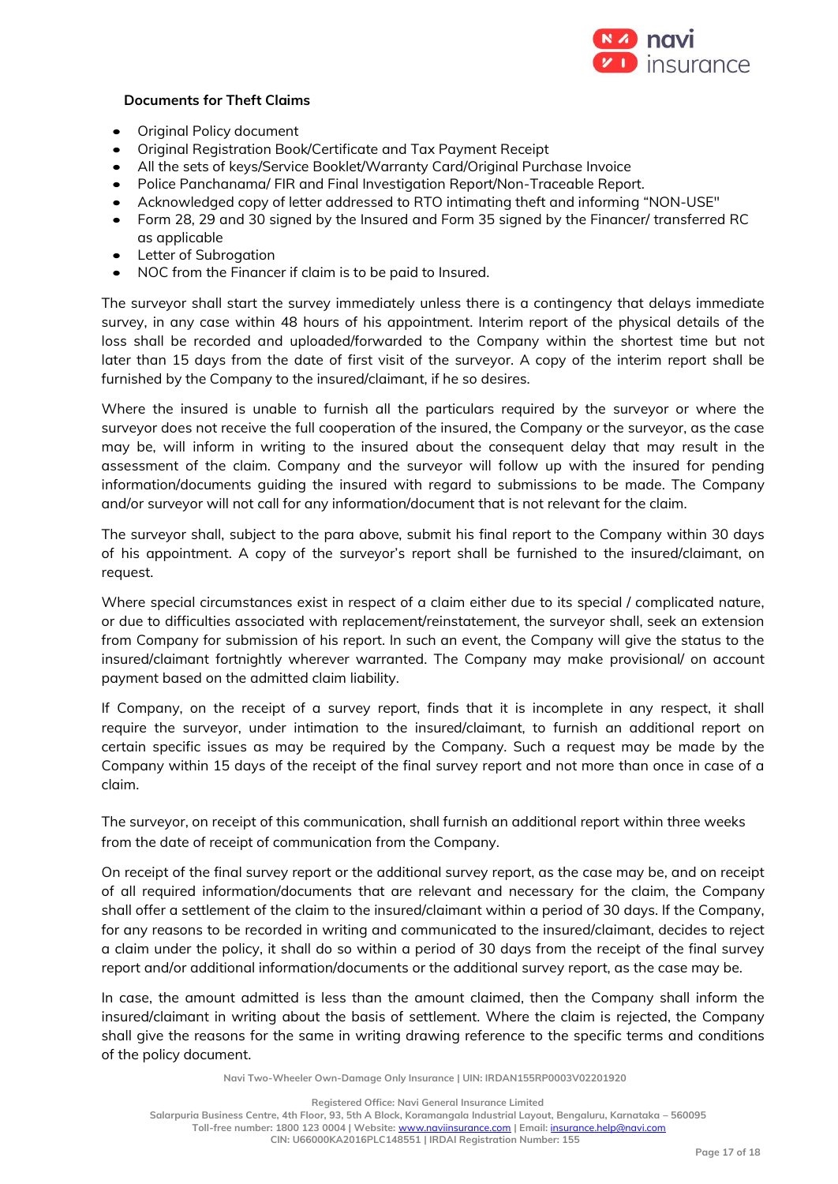### Documents for Theft Claims

- Original Policy document
- Original Registration Book/Certificate and Tax Payment Receipt
- All the sets of keys/Service Booklet/Warranty Card/Original Purchase Invoice
- Police Panchanama/ FIR and Final Investigation Report/Non-Traceable Report.
- Acknowledged copy of letter addressed to RTO intimating theft and informing "NON-USE"
- Form 28, 29 and 30 signed by the Insured and Form 35 signed by the Financer/ transferred RC as applicable
- Letter of Subrogation
- NOC from the Financer if claim is to be paid to Insured.

The surveyor shall start the survey immediately unless there is a contingency that delays immediate survey, in any case within 48 hours of his appointment. Interim report of the physical details of the loss shall be recorded and uploaded/forwarded to the Company within the shortest time but not later than 15 days from the date of first visit of the surveyor. A copy of the interim report shall be furnished by the Company to the insured/claimant, if he so desires.

Where the insured is unable to furnish all the particulars required by the surveyor or where the surveyor does not receive the full cooperation of the insured, the Company or the surveyor, as the case may be, will inform in writing to the insured about the consequent delay that may result in the assessment of the claim. Company and the surveyor will follow up with the insured for pending information/documents guiding the insured with regard to submissions to be made. The Company and/or surveyor will not call for any information/document that is not relevant for the claim.

The surveyor shall, subject to the para above, submit his final report to the Company within 30 days of his appointment. A copy of the surveyor's report shall be furnished to the insured/claimant, on request.

Where special circumstances exist in respect of a claim either due to its special / complicated nature, or due to difficulties associated with replacement/reinstatement, the surveyor shall, seek an extension from Company for submission of his report. In such an event, the Company will give the status to the insured/claimant fortnightly wherever warranted. The Company may make provisional/ on account payment based on the admitted claim liability.

If Company, on the receipt of a survey report, finds that it is incomplete in any respect, it shall require the surveyor, under intimation to the insured/claimant, to furnish an additional report on certain specific issues as may be required by the Company. Such a request may be made by the Company within 15 days of the receipt of the final survey report and not more than once in case of a claim.

The surveyor, on receipt of this communication, shall furnish an additional report within three weeks from the date of receipt of communication from the Company.

On receipt of the final survey report or the additional survey report, as the case may be, and on receipt of all required information/documents that are relevant and necessary for the claim, the Company shall offer a settlement of the claim to the insured/claimant within a period of 30 days. If the Company, for any reasons to be recorded in writing and communicated to the insured/claimant, decides to reject a claim under the policy, it shall do so within a period of 30 days from the receipt of the final survey report and/or additional information/documents or the additional survey report, as the case may be.

In case, the amount admitted is less than the amount claimed, then the Company shall inform the insured/claimant in writing about the basis of settlement. Where the claim is rejected, the Company shall give the reasons for the same in writing drawing reference to the specific terms and conditions of the policy document.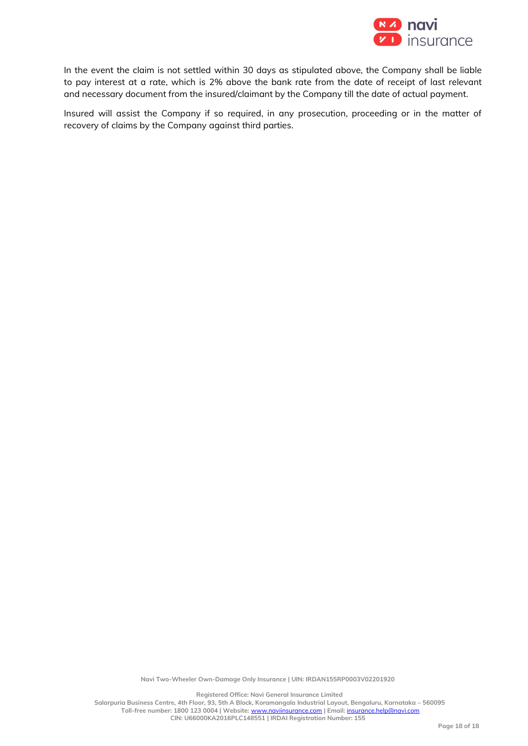In the event the claim is not settled within 30 days as stipulated above, the Company shall be liable to pay interest at a rate, which is 2% above the bank rate from the date of receipt of last relevant and necessary document from the insured/claimant by the Company till the date of actual payment.

Insured will assist the Company if so required, in any prosecution, proceeding or in the matter of recovery of claims by the Company against third parties.